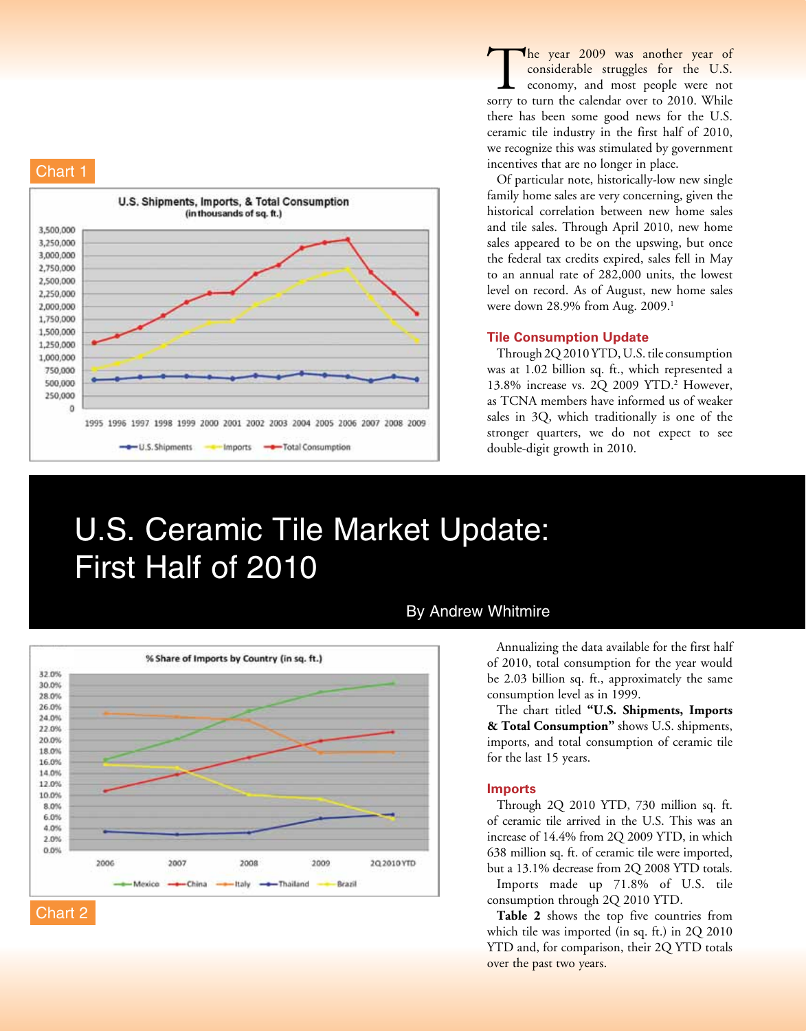# U.S. Ceramic Tile Market Update: First Half of 2010

By Andrew Whitmire

The year 2009 was another year of considerable struggles for the U.S. economy, and most people were not sorry to turn the calendar over to 2010. While there has been some good news for the U.S. ceramic tile industry in the first half of 2010, we recognize this was stimulated by government incentives that are no longer in place.

Of particular note, historically-low new single family home sales are very concerning, given the historical correlation between new home sales and tile sales. Through April 2010, new home sales appeared to be on the upswing, but once the federal tax credits expired, sales fell in May to an annual rate of 282,000 units, the lowest level on record. As of August, new home sales were down 28.9% from Aug. 2009.[1]

## Tile Consumption Update

Through 2Q 2010 YTD, U.S. tile consumption was at 1.02 billion sq. ft., which represented a 13.8% increase vs. 2Q 2009 YTD.[2] However, as TCNA members have informed us of weaker sales in 3Q, which traditionally is one of the stronger quarters, we do not expect to see double-digit growth in 2010.

Chart 1

Chart 2

Annualizing the data available for the first half of 2010, total consumption for the year would be 2.03 billion sq. ft., approximately the same consumption level as in 1999.

The chart titled **"U.S. Shipments, Imports & Total Consumption"** shows U.S. shipments, imports, and total consumption of ceramic tile for the last 15 years.

## Imports

Through 2Q 2010 YTD, 730 million sq. ft. of ceramic tile arrived in the U.S. This was an increase of 14.4% from 2Q 2009 YTD, in which 638 million sq. ft. of ceramic tile were imported, but a 13.1% decrease from 2Q 2008 YTD totals.

Imports made up 71.8% of U.S. tile consumption through 2Q 2010 YTD.

**Table 2** shows the top five countries from which tile was imported (in sq. ft.) in 2Q 2010 YTD and, for comparison, their 2Q YTD totals over the past two years.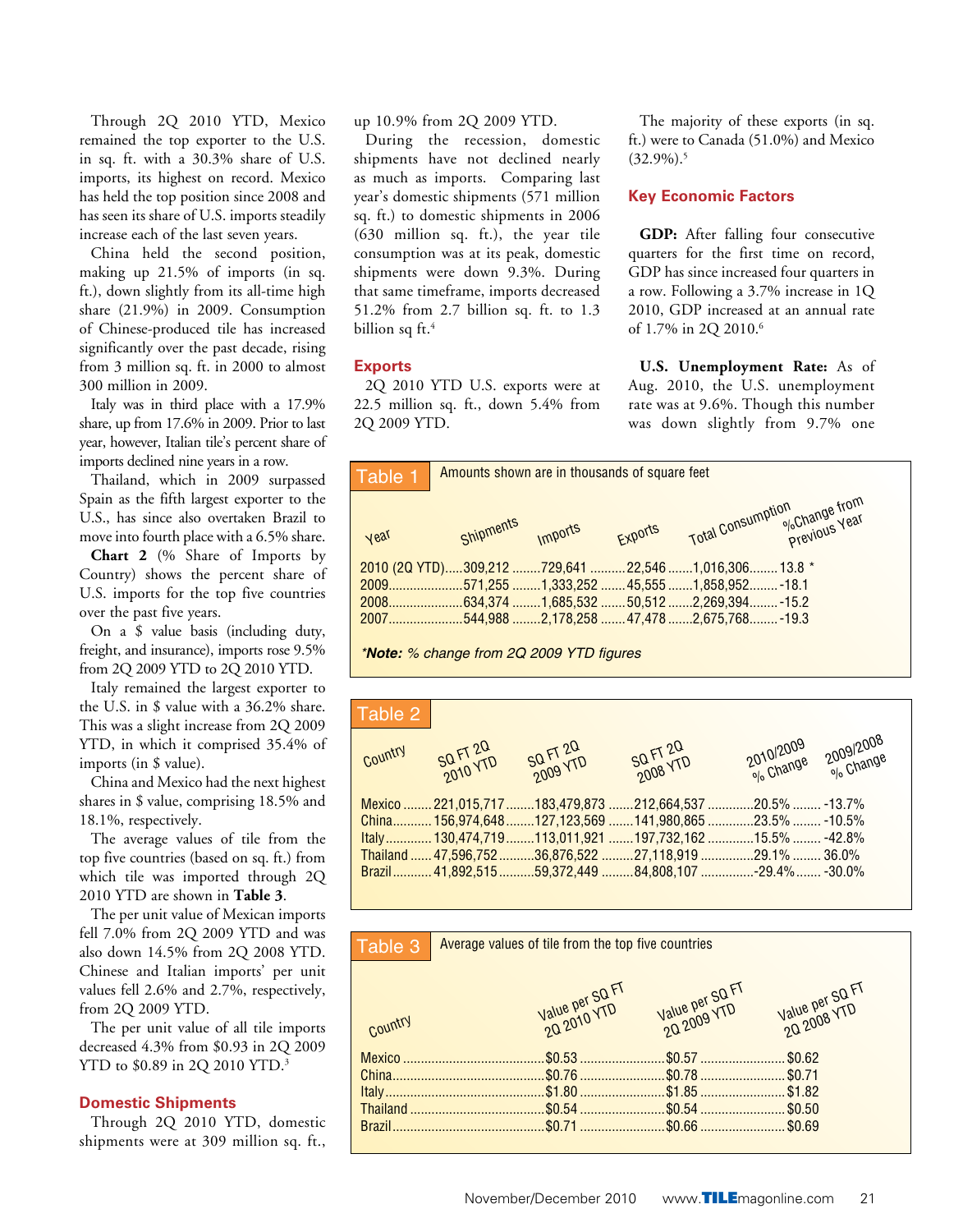Through 2Q 2010 YTD, Mexico remained the top exporter to the U.S. in sq. ft. with a 30.3% share of U.S. imports, its highest on record. Mexico has held the top position since 2008 and has seen its share of U.S. imports steadily increase each of the last seven years.

China held the second position, making up 21.5% of imports (in sq. ft.), down slightly from its all-time high share (21.9%) in 2009. Consumption of Chinese-produced tile has increased significantly over the past decade, rising from 3 million sq. ft. in 2000 to almost 300 million in 2009.

Italy was in third place with a 17.9% share, up from 17.6% in 2009. Prior to last year, however, Italian tile's percent share of imports declined nine years in a row.

Thailand, which in 2009 surpassed Spain as the fifth largest exporter to the U.S., has since also overtaken Brazil to move into fourth place with a 6.5% share.

**Chart 2** (% Share of Imports by Country) shows the percent share of U.S. imports for the top five countries over the past five years.

On a $ value basis (including duty, freight, and insurance), imports rose 9.5% from 2Q 2009 YTD to 2Q 2010 YTD.

Italy remained the largest exporter to the U.S. in $ value with a 36.2% share. This was a slight increase from 2Q 2009 YTD, in which it comprised 35.4% of imports (in $ value).

China and Mexico had the next highest shares in $ value, comprising 18.5% and 18.1%, respectively.

The average values of tile from the top five countries (based on sq. ft.) from which tile was imported through 2Q 2010 YTD are shown in **Table 3**.

The per unit value of Mexican imports fell 7.0% from 2Q 2009 YTD and was also down 14.5% from 2Q 2008 YTD. Chinese and Italian imports' per unit values fell 2.6% and 2.7%, respectively, from 2Q 2009 YTD.

The per unit value of all tile imports decreased 4.3% from $0.93 in 2Q 2009 YTD to $0.89 in 2Q 2010 YTD.[3]

## Domestic Shipments

Through 2Q 2010 YTD, domestic shipments were at 309 million sq. ft., up 10.9% from 2Q 2009 YTD.

During the recession, domestic shipments have not declined nearly as much as imports. Comparing last year's domestic shipments (571 million sq. ft.) to domestic shipments in 2006 (630 million sq. ft.), the year tile consumption was at its peak, domestic shipments were down 9.3%. During that same timeframe, imports decreased 51.2% from 2.7 billion sq. ft. to 1.3 billion sq ft.[4]

## Exports

2Q 2010 YTD U.S. exports were at 22.5 million sq. ft., down 5.4% from 2Q 2009 YTD.

The majority of these exports (in sq. ft.) were to Canada (51.0%) and Mexico (32.9%).[5]

## Key Economic Factors

**GDP:** After falling four consecutive quarters for the first time on record, GDP has since increased four quarters in a row. Following a 3.7% increase in 1Q 2010, GDP increased at an annual rate of 1.7% in 2Q 2010.[6]

**U.S. Unemployment Rate:** As of Aug. 2010, the U.S. unemployment rate was at 9.6%. Though this number was down slightly from 9.7% one

**Table 1** Amounts shown are in thousands of square feet

| Year | Shipments | Imports | Exports | Total Consumption | %Change from Previous Year |
|---|---|---|---|---|---|
| 2010 (2Q YTD) | 309,212 | 729,641 | 22,546 | 1,016,306 | 13.8 * |
| 2009 | 571,255 | 1,333,252 | 45,555 | 1,858,952 | -18.1 |
| 2008 | 634,374 | 1,685,532 | 50,512 | 2,269,394 | -15.2 |
| 2007 | 544,988 | 2,178,258 | 47,478 | 2,675,768 | -19.3 |

****Note:*** *% change from 2Q 2009 YTD figures*

**Table 2**

| Country | SQ FT 2Q 2010 YTD | SQ FT 2Q 2009 YTD | SQ FT 2Q 2008 YTD | 2010/2009 % Change | 2009/2008 % Change |
|---|---|---|---|---|---|
| Mexico | 221,015,717 | 183,479,873 | 212,664,537 | 20.5% | -13.7% |
| China | 156,974,648 | 127,123,569 | 141,980,865 | 23.5% | -10.5% |
| Italy | 130,474,719 | 113,011,921 | 197,732,162 | 15.5% | -42.8% |
| Thailand | 47,596,752 | 36,876,522 | 27,118,919 | 29.1% | 36.0% |
| Brazil | 41,892,515 | 59,372,449 | 84,808,107 | -29.4% | -30.0% |

**Table 3** Average values of tile from the top five countries

| Country | Value per SQ FT 2Q 2010 YTD | Value per SQ FT 2Q 2009 YTD | Value per SQ FT 2Q 2008 YTD |
|---|---|---|---|
| Mexico | $0.53 | $0.57 | $0.62 |
| China | $0.76 | $0.78 | $0.71 |
| Italy | $1.80 | $1.85 | $1.82 |
| Thailand | $0.54 | $0.54 | $0.50 |
| Brazil | $0.71 | $0.66 | $0.69 |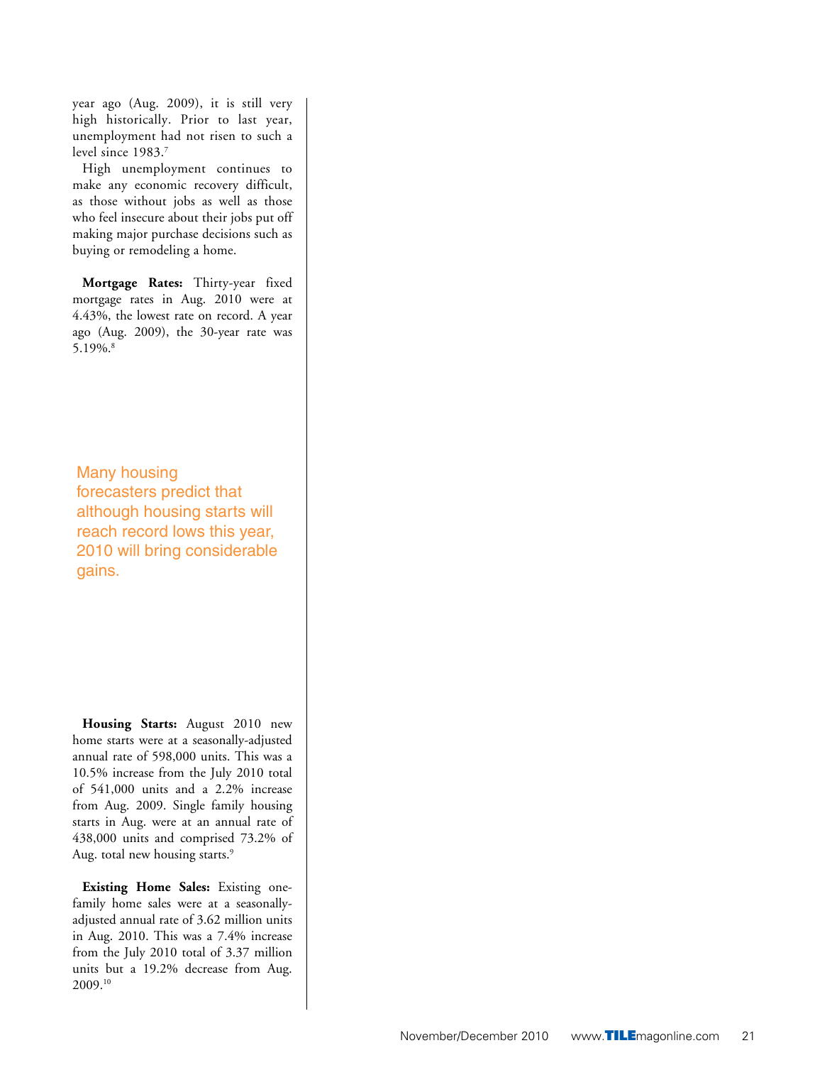year ago (Aug. 2009), it is still very high historically. Prior to last year, unemployment had not risen to such a level since 1983.[7]

High unemployment continues to make any economic recovery difficult, as those without jobs as well as those who feel insecure about their jobs put off making major purchase decisions such as buying or remodeling a home.

**Mortgage Rates:** Thirty-year fixed mortgage rates in Aug. 2010 were at 4.43%, the lowest rate on record. A year ago (Aug. 2009), the 30-year rate was 5.19%.[8]

Many housing forecasters predict that although housing starts will reach record lows this year, 2010 will bring considerable gains.

**Housing Starts:** August 2010 new home starts were at a seasonally-adjusted annual rate of 598,000 units. This was a 10.5% increase from the July 2010 total of 541,000 units and a 2.2% increase from Aug. 2009. Single family housing starts in Aug. were at an annual rate of 438,000 units and comprised 73.2% of Aug. total new housing starts.[9]

**Existing Home Sales:** Existing one-family home sales were at a seasonally-adjusted annual rate of 3.62 million units in Aug. 2010. This was a 7.4% increase from the July 2010 total of 3.37 million units but a 19.2% decrease from Aug. 2009.[10]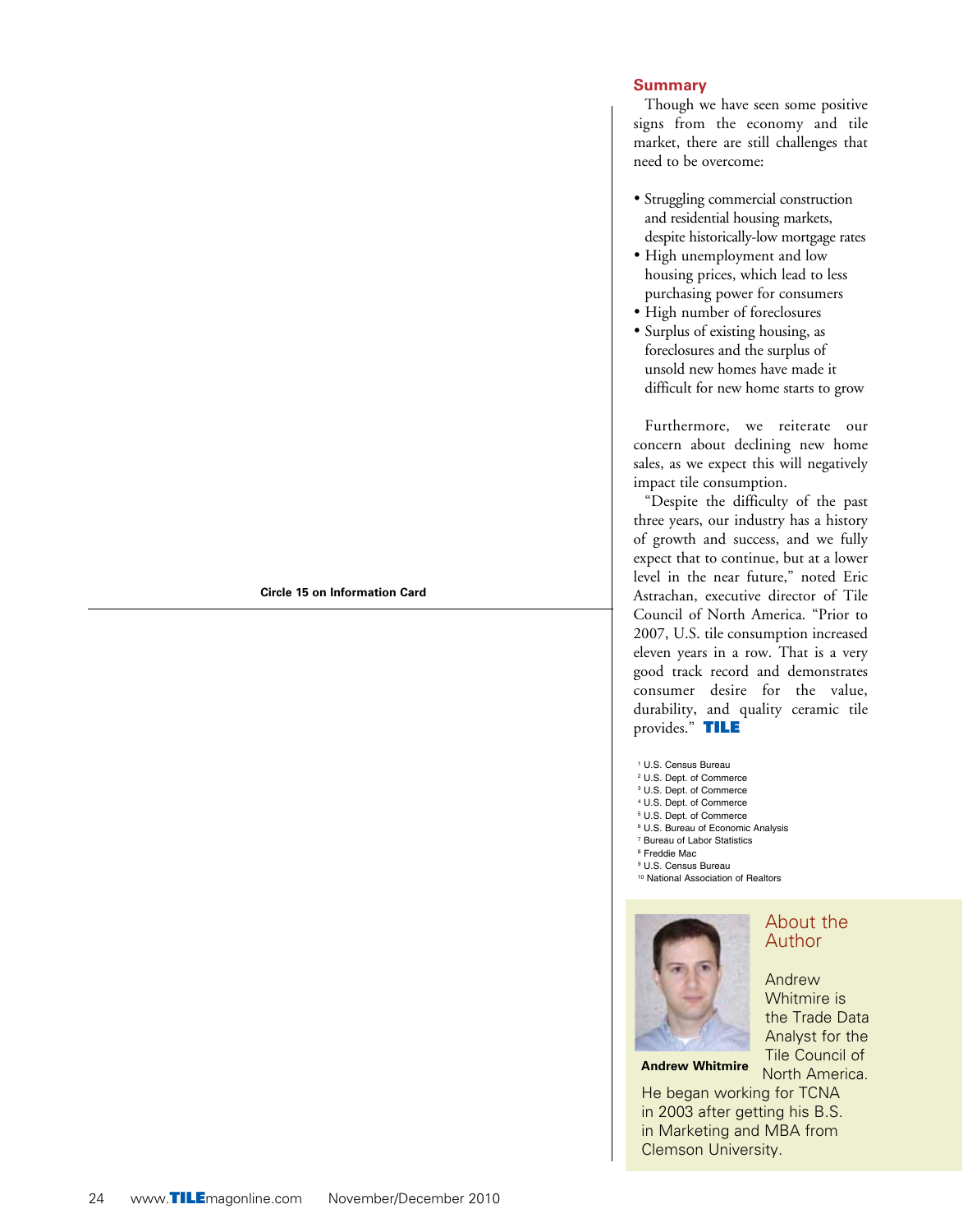Circle 15 on Information Card

## Summary

Though we have seen some positive signs from the economy and tile market, there are still challenges that need to be overcome:

- Struggling commercial construction and residential housing markets, despite historically-low mortgage rates
- High unemployment and low housing prices, which lead to less purchasing power for consumers
- High number of foreclosures
- Surplus of existing housing, as foreclosures and the surplus of unsold new homes have made it difficult for new home starts to grow

Furthermore, we reiterate our concern about declining new home sales, as we expect this will negatively impact tile consumption.

"Despite the difficulty of the past three years, our industry has a history of growth and success, and we fully expect that to continue, but at a lower level in the near future," noted Eric Astrachan, executive director of Tile Council of North America. "Prior to 2007, U.S. tile consumption increased eleven years in a row. That is a very good track record and demonstrates consumer desire for the value, durability, and quality ceramic tile provides." **TILE**

[1] U.S. Census Bureau
[2] U.S. Dept. of Commerce
[3] U.S. Dept. of Commerce
[4] U.S. Dept. of Commerce
[5] U.S. Dept. of Commerce
[6] U.S. Bureau of Economic Analysis
[7] Bureau of Labor Statistics
[8] Freddie Mac
[9] U.S. Census Bureau
[10] National Association of Realtors

### About the Author

**Andrew Whitmire**

Andrew Whitmire is the Trade Data Analyst for the Tile Council of North America. He began working for TCNA in 2003 after getting his B.S. in Marketing and MBA from Clemson University.